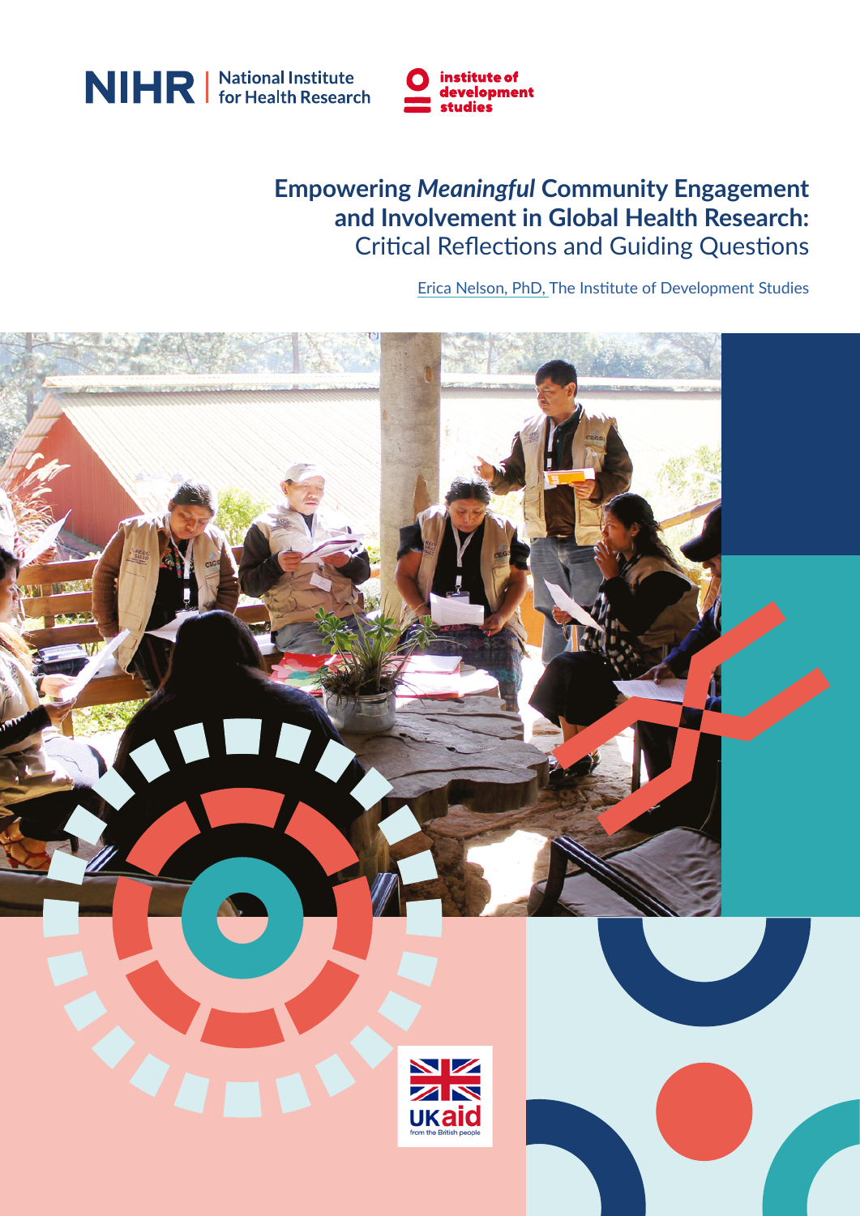NIHR | National Institute for Health Research

institute of development studies

# Empowering *Meaningful* Community Engagement and Involvement in Global Health Research:

## Critical Reflections and Guiding Questions

Erica Nelson, PhD, The Institute of Development Studies

UKaid from the British people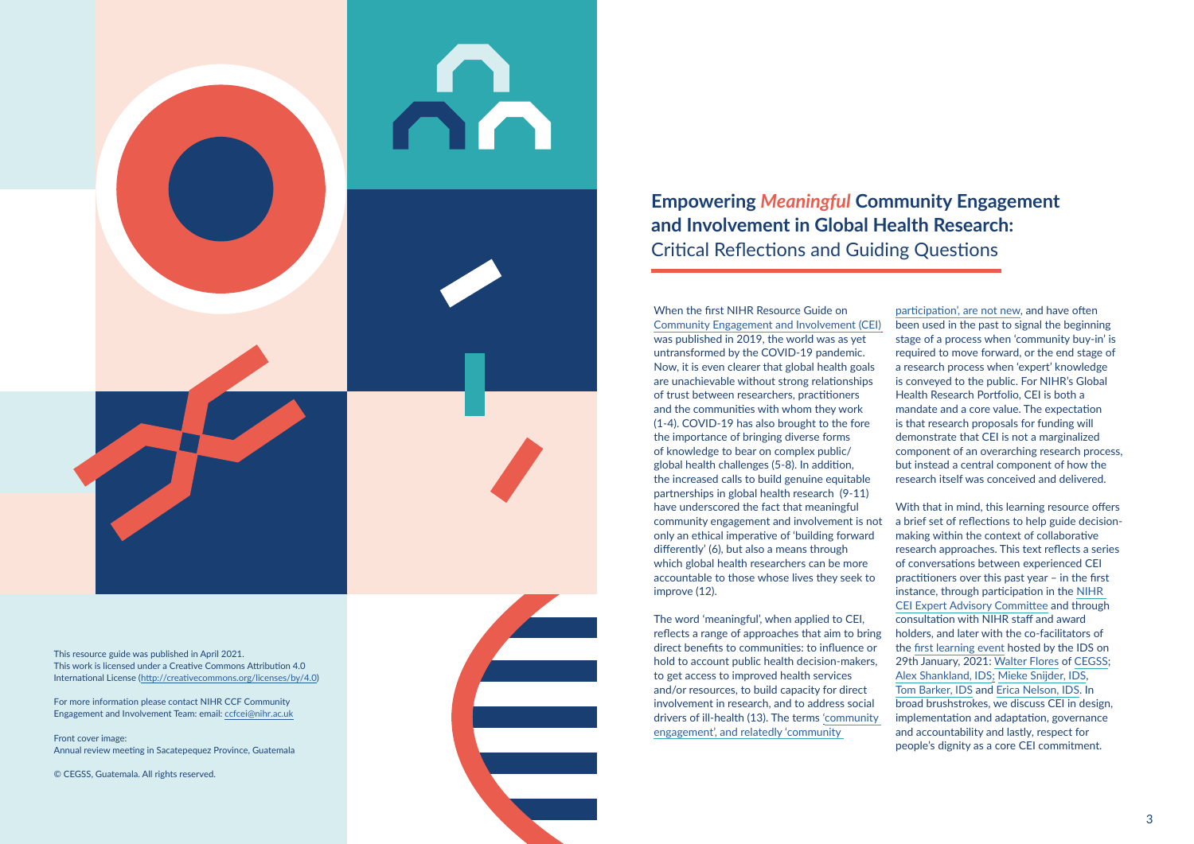This resource guide was published in April 2021.
This work is licensed under a Creative Commons Attribution 4.0 International License (http://creativecommons.org/licenses/by/4.0)

For more information please contact NIHR CCF Community Engagement and Involvement Team: email: ccfcei@nihr.ac.uk

Front cover image:
Annual review meeting in Sacatepequez Province, Guatemala

© CEGSS, Guatemala. All rights reserved.

# Empowering *Meaningful* Community Engagement and Involvement in Global Health Research:

## Critical Reflections and Guiding Questions

When the first NIHR Resource Guide on Community Engagement and Involvement (CEI) was published in 2019, the world was as yet untransformed by the COVID-19 pandemic. Now, it is even clearer that global health goals are unachievable without strong relationships of trust between researchers, practitioners and the communities with whom they work (1-4). COVID-19 has also brought to the fore the importance of bringing diverse forms of knowledge to bear on complex public/global health challenges (5-8). In addition, the increased calls to build genuine equitable partnerships in global health research (9-11) have underscored the fact that meaningful community engagement and involvement is not only an ethical imperative of 'building forward differently' (6), but also a means through which global health researchers can be more accountable to those whose lives they seek to improve (12).

The word 'meaningful', when applied to CEI, reflects a range of approaches that aim to bring direct benefits to communities: to influence or hold to account public health decision-makers, to get access to improved health services and/or resources, to build capacity for direct involvement in research, and to address social drivers of ill-health (13). The terms 'community engagement', and relatedly 'community participation', are not new, and have often been used in the past to signal the beginning stage of a process when 'community buy-in' is required to move forward, or the end stage of a research process when 'expert' knowledge is conveyed to the public. For NIHR's Global Health Research Portfolio, CEI is both a mandate and a core value. The expectation is that research proposals for funding will demonstrate that CEI is not a marginalized component of an overarching research process, but instead a central component of how the research itself was conceived and delivered.

With that in mind, this learning resource offers a brief set of reflections to help guide decision-making within the context of collaborative research approaches. This text reflects a series of conversations between experienced CEI practitioners over this past year – in the first instance, through participation in the NIHR CEI Expert Advisory Committee and through consultation with NIHR staff and award holders, and later with the co-facilitators of the first learning event hosted by the IDS on 29th January, 2021: Walter Flores of CEGSS; Alex Shankland, IDS; Mieke Snijder, IDS, Tom Barker, IDS and Erica Nelson, IDS. In broad brushstrokes, we discuss CEI in design, implementation and adaptation, governance and accountability and lastly, respect for people's dignity as a core CEI commitment.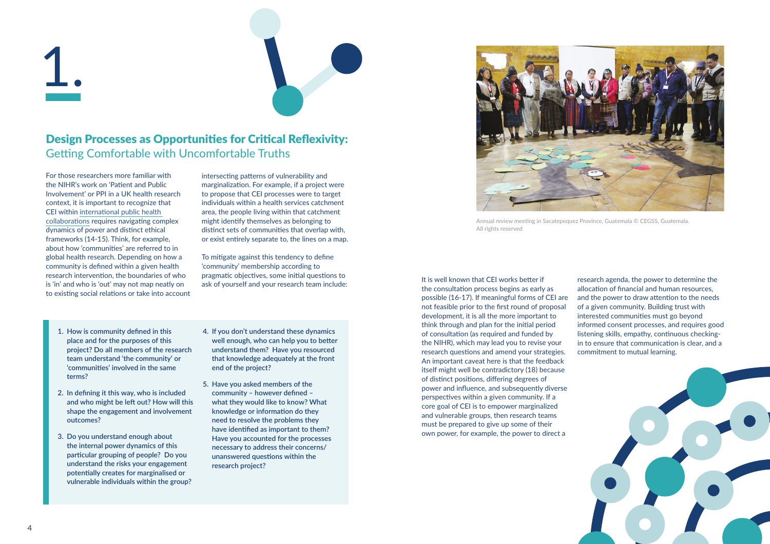# 1.

## Design Processes as Opportunities for Critical Reflexivity:

### Getting Comfortable with Uncomfortable Truths

For those researchers more familiar with the NIHR's work on 'Patient and Public Involvement' or PPI in a UK health research context, it is important to recognize that CEI within international public health collaborations requires navigating complex dynamics of power and distinct ethical frameworks (14-15). Think, for example, about how 'communities' are referred to in global health research. Depending on how a community is defined within a given health research intervention, the boundaries of who is 'in' and who is 'out' may not map neatly on to existing social relations or take into account intersecting patterns of vulnerability and marginalization. For example, if a project were to propose that CEI processes were to target individuals within a health services catchment area, the people living within that catchment might identify themselves as belonging to distinct sets of communities that overlap with, or exist entirely separate to, the lines on a map.

To mitigate against this tendency to define 'community' membership according to pragmatic objectives, some initial questions to ask of yourself and your research team include:

1. How is community defined in this place and for the purposes of this project? Do all members of the research team understand 'the community' or 'communities' involved in the same terms?
2. In defining it this way, who is included and who might be left out? How will this shape the engagement and involvement outcomes?
3. Do you understand enough about the internal power dynamics of this particular grouping of people? Do you understand the risks your engagement potentially creates for marginalised or vulnerable individuals within the group?
4. If you don't understand these dynamics well enough, who can help you to better understand them? Have you resourced that knowledge adequately at the front end of the project?
5. Have you asked members of the community – however defined – what they would like to know? What knowledge or information do they need to resolve the problems they have identified as important to them? Have you accounted for the processes necessary to address their concerns/ unanswered questions within the research project?

Annual review meeting in Sacatepequez Province, Guatemala © CEGSS, Guatemala. All rights reserved

It is well known that CEI works better if the consultation process begins as early as possible (16-17). If meaningful forms of CEI are not feasible prior to the first round of proposal development, it is all the more important to think through and plan for the initial period of consultation (as required and funded by the NIHR), which may lead you to revise your research questions and amend your strategies. An important caveat here is that the feedback itself might well be contradictory (18) because of distinct positions, differing degrees of power and influence, and subsequently diverse perspectives within a given community. If a core goal of CEI is to empower marginalized and vulnerable groups, then research teams must be prepared to give up some of their own power, for example, the power to direct a research agenda, the power to determine the allocation of financial and human resources, and the power to draw attention to the needs of a given community. Building trust with interested communities must go beyond informed consent processes, and requires good listening skills, empathy, continuous checking-in to ensure that communication is clear, and a commitment to mutual learning.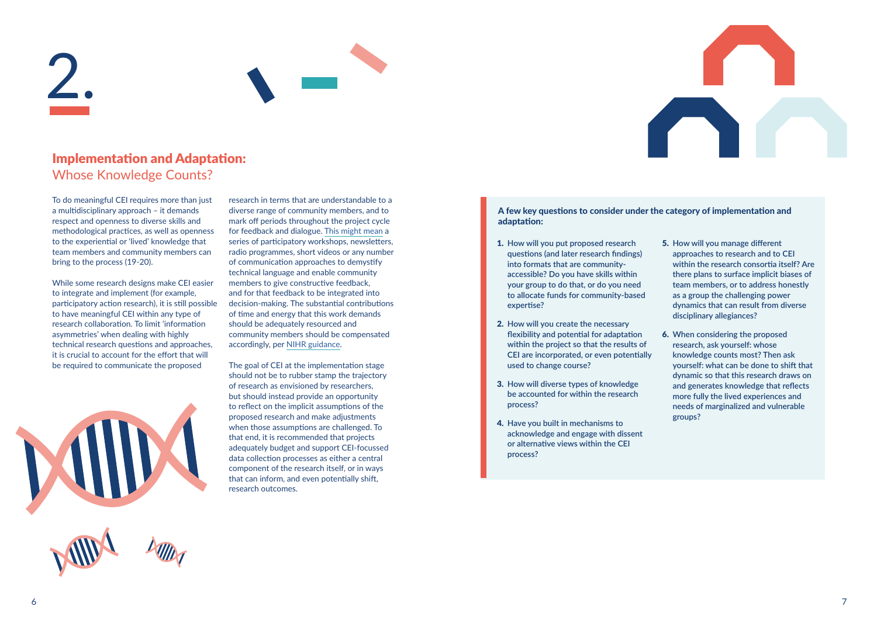# 2.

## Implementation and Adaptation:
### Whose Knowledge Counts?

To do meaningful CEI requires more than just a multidisciplinary approach – it demands respect and openness to diverse skills and methodological practices, as well as openness to the experiential or 'lived' knowledge that team members and community members can bring to the process (19-20).

While some research designs make CEI easier to integrate and implement (for example, participatory action research), it is still possible to have meaningful CEI within any type of research collaboration. To limit 'information asymmetries' when dealing with highly technical research questions and approaches, it is crucial to account for the effort that will be required to communicate the proposed research in terms that are understandable to a diverse range of community members, and to mark off periods throughout the project cycle for feedback and dialogue. This might mean a series of participatory workshops, newsletters, radio programmes, short videos or any number of communication approaches to demystify technical language and enable community members to give constructive feedback, and for that feedback to be integrated into decision-making. The substantial contributions of time and energy that this work demands should be adequately resourced and community members should be compensated accordingly, per NIHR guidance.

The goal of CEI at the implementation stage should not be to rubber stamp the trajectory of research as envisioned by researchers, but should instead provide an opportunity to reflect on the implicit assumptions of the proposed research and make adjustments when those assumptions are challenged. To that end, it is recommended that projects adequately budget and support CEI-focussed data collection processes as either a central component of the research itself, or in ways that can inform, and even potentially shift, research outcomes.

**A few key questions to consider under the category of implementation and adaptation:**

1. How will you put proposed research questions (and later research findings) into formats that are community-accessible? Do you have skills within your group to do that, or do you need to allocate funds for community-based expertise?
2. How will you create the necessary flexibility and potential for adaptation within the project so that the results of CEI are incorporated, or even potentially used to change course?
3. How will diverse types of knowledge be accounted for within the research process?
4. Have you built in mechanisms to acknowledge and engage with dissent or alternative views within the CEI process?
5. How will you manage different approaches to research and to CEI within the research consortia itself? Are there plans to surface implicit biases of team members, or to address honestly as a group the challenging power dynamics that can result from diverse disciplinary allegiances?
6. When considering the proposed research, ask yourself: whose knowledge counts most? Then ask yourself: what can be done to shift that dynamic so that this research draws on and generates knowledge that reflects more fully the lived experiences and needs of marginalized and vulnerable groups?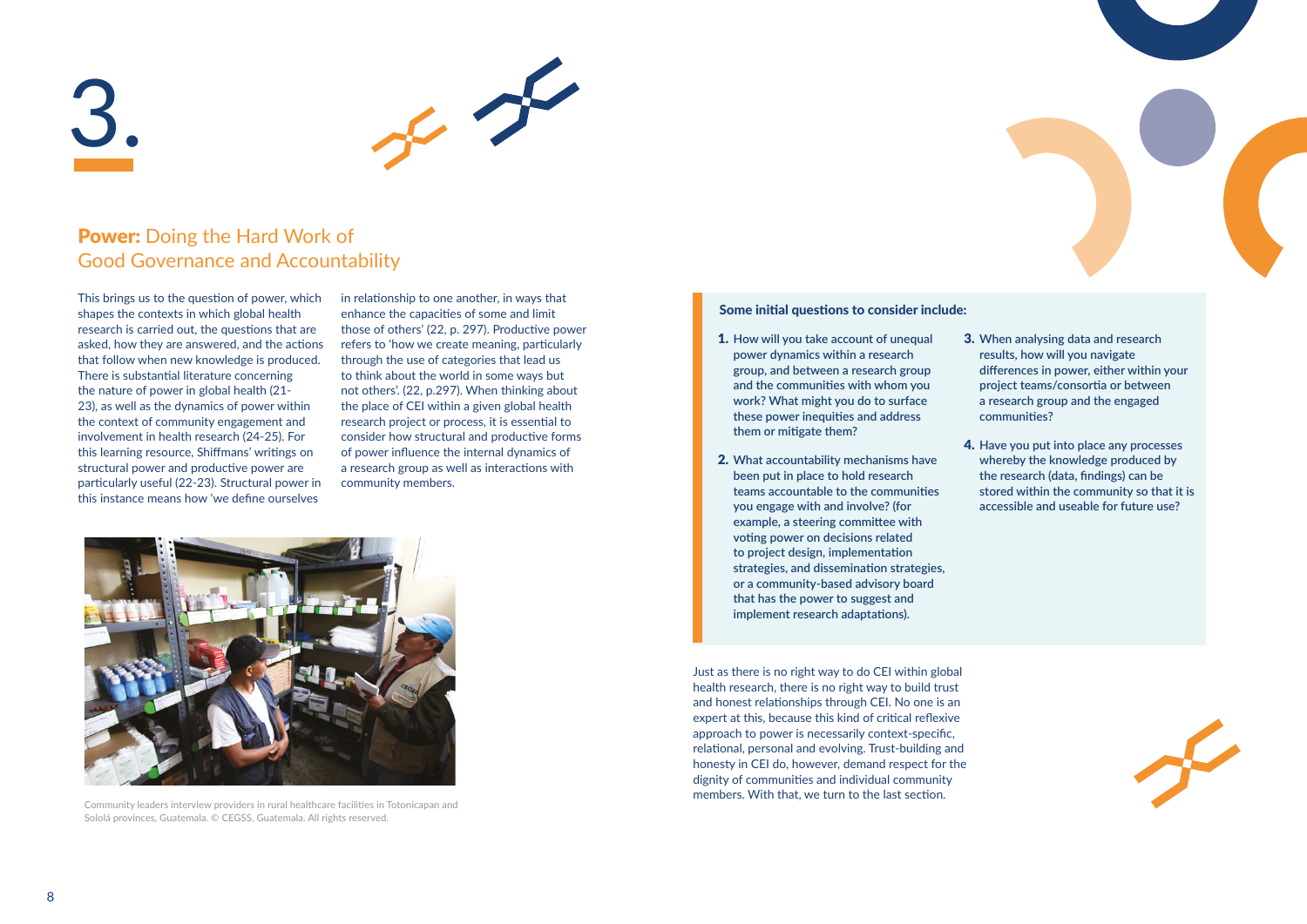# 3.

## **Power:** Doing the Hard Work of Good Governance and Accountability

This brings us to the question of power, which shapes the contexts in which global health research is carried out, the questions that are asked, how they are answered, and the actions that follow when new knowledge is produced. There is substantial literature concerning the nature of power in global health (21-23), as well as the dynamics of power within the context of community engagement and involvement in health research (24-25). For this learning resource, Shiffmans' writings on structural power and productive power are particularly useful (22-23). Structural power in this instance means how 'we define ourselves in relationship to one another, in ways that enhance the capacities of some and limit those of others' (22, p. 297). Productive power refers to 'how we create meaning, particularly through the use of categories that lead us to think about the world in some ways but not others'. (22, p.297). When thinking about the place of CEI within a given global health research project or process, it is essential to consider how structural and productive forms of power influence the internal dynamics of a research group as well as interactions with community members.

Community leaders interview providers in rural healthcare facilities in Totonicapan and Sololá provinces, Guatemala. © CEGSS, Guatemala. All rights reserved.

**Some initial questions to consider include:**

1. How will you take account of unequal power dynamics within a research group, and between a research group and the communities with whom you work? What might you do to surface these power inequities and address them or mitigate them?
2. What accountability mechanisms have been put in place to hold research teams accountable to the communities you engage with and involve? (for example, a steering committee with voting power on decisions related to project design, implementation strategies, and dissemination strategies, or a community-based advisory board that has the power to suggest and implement research adaptations).
3. When analysing data and research results, how will you navigate differences in power, either within your project teams/consortia or between a research group and the engaged communities?
4. Have you put into place any processes whereby the knowledge produced by the research (data, findings) can be stored within the community so that it is accessible and useable for future use?

Just as there is no right way to do CEI within global health research, there is no right way to build trust and honest relationships through CEI. No one is an expert at this, because this kind of critical reflexive approach to power is necessarily context-specific, relational, personal and evolving. Trust-building and honesty in CEI do, however, demand respect for the dignity of communities and individual community members. With that, we turn to the last section.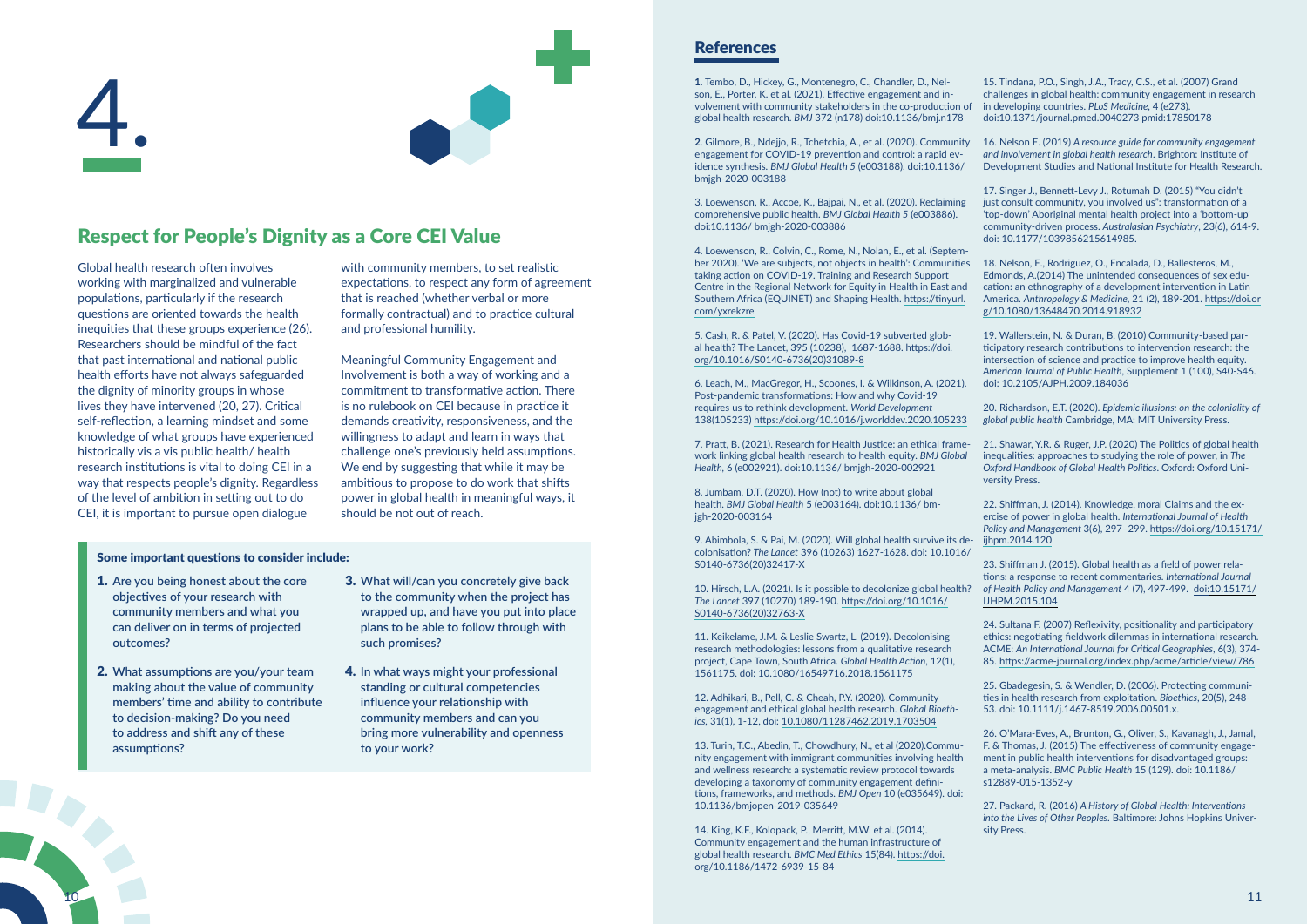# 4.

## Respect for People's Dignity as a Core CEI Value

Global health research often involves working with marginalized and vulnerable populations, particularly if the research questions are oriented towards the health inequities that these groups experience (26). Researchers should be mindful of the fact that past international and national public health efforts have not always safeguarded the dignity of minority groups in whose lives they have intervened (20, 27). Critical self-reflection, a learning mindset and some knowledge of what groups have experienced historically vis a vis public health/ health research institutions is vital to doing CEI in a way that respects people's dignity. Regardless of the level of ambition in setting out to do CEI, it is important to pursue open dialogue with community members, to set realistic expectations, to respect any form of agreement that is reached (whether verbal or more formally contractual) and to practice cultural and professional humility.

Meaningful Community Engagement and Involvement is both a way of working and a commitment to transformative action. There is no rulebook on CEI because in practice it demands creativity, responsiveness, and the willingness to adapt and learn in ways that challenge one's previously held assumptions. We end by suggesting that while it may be ambitious to propose to do work that shifts power in global health in meaningful ways, it should be not out of reach.

**Some important questions to consider include:**

1. **Are you being honest about the core objectives of your research with community members and what you can deliver on in terms of projected outcomes?**
2. **What assumptions are you/your team making about the value of community members' time and ability to contribute to decision-making? Do you need to address and shift any of these assumptions?**
3. **What will/can you concretely give back to the community when the project has wrapped up, and have you put into place plans to be able to follow through with such promises?**
4. **In what ways might your professional standing or cultural competencies influence your relationship with community members and can you bring more vulnerability and openness to your work?**

## References

**1**. Tembo, D., Hickey, G., Montenegro, C., Chandler, D., Nelson, E., Porter, K. et al. (2021). Effective engagement and involvement with community stakeholders in the co-production of global health research. *BMJ* 372 (n178) doi:10.1136/bmj.n178

**2**. Gilmore, B., Ndejjo, R., Tchetchia, A., et al. (2020). Community engagement for COVID-19 prevention and control: a rapid evidence synthesis. *BMJ Global Health 5* (e003188). doi:10.1136/ bmjgh-2020-003188

3. Loewenson, R., Accoe, K., Bajpai, N., et al. (2020). Reclaiming comprehensive public health. *BMJ Global Health 5* (e003886). doi:10.1136/ bmjgh-2020-003886

4. Loewenson, R., Colvin, C., Rome, N., Nolan, E., et al. (September 2020). 'We are subjects, not objects in health': Communities taking action on COVID-19. Training and Research Support Centre in the Regional Network for Equity in Health in East and Southern Africa (EQUINET) and Shaping Health. https://tinyurl.com/yxrekzre

5. Cash, R. & Patel, V. (2020). Has Covid-19 subverted global health? The Lancet, 395 (10238), 1687-1688. https://doi.org/10.1016/S0140-6736(20)31089-8

6. Leach, M., MacGregor, H., Scoones, I. & Wilkinson, A. (2021). Post-pandemic transformations: How and why Covid-19 requires us to rethink development. *World Development* 138(105233) https://doi.org/10.1016/j.worlddev.2020.105233

7. Pratt, B. (2021). Research for Health Justice: an ethical framework linking global health research to health equity. *BMJ Global Health*, 6 (e002921). doi:10.1136/ bmjgh-2020-002921

8. Jumbam, D.T. (2020). How (not) to write about global health. *BMJ Global Health* 5 (e003164). doi:10.1136/ bmjgh-2020-003164

9. Abimbola, S. & Pai, M. (2020). Will global health survive its decolonisation? *The Lancet* 396 (10263) 1627-1628. doi: 10.1016/ S0140-6736(20)32417-X

10. Hirsch, L.A. (2021). Is it possible to decolonize global health? *The Lancet* 397 (10270) 189-190. https://doi.org/10.1016/ S0140-6736(20)32763-X

11. Keikelame, J.M. & Leslie Swartz, L. (2019). Decolonising research methodologies: lessons from a qualitative research project, Cape Town, South Africa. *Global Health Action*, 12(1), 1561175. doi: 10.1080/16549716.2018.1561175

12. Adhikari, B., Pell, C. & Cheah, P.Y. (2020). Community engagement and ethical global health research. *Global Bioethics*, 31(1), 1-12, doi: 10.1080/11287462.2019.1703504

13. Turin, T.C., Abedin, T., Chowdhury, N., et al (2020).Community engagement with immigrant communities involving health and wellness research: a systematic review protocol towards developing a taxonomy of community engagement definitions, frameworks, and methods. *BMJ Open* 10 (e035649). doi: 10.1136/bmjopen-2019-035649

14. King, K.F., Kolopack, P., Merritt, M.W. et al. (2014). Community engagement and the human infrastructure of global health research. *BMC Med Ethics* 15(84). https://doi.org/10.1186/1472-6939-15-84

15. Tindana, P.O., Singh, J.A., Tracy, C.S., et al. (2007) Grand challenges in global health: community engagement in research in developing countries. *PLoS Medicine*, 4 (e273). doi:10.1371/journal.pmed.0040273 pmid:17850178

16. Nelson E. (2019) *A resource guide for community engagement and involvement in global health research*. Brighton: Institute of Development Studies and National Institute for Health Research.

17. Singer J., Bennett-Levy J., Rotumah D. (2015) "You didn't just consult community, you involved us": transformation of a 'top-down' Aboriginal mental health project into a 'bottom-up' community-driven process. *Australasian Psychiatry*, 23(6), 614-9. doi: 10.1177/1039856215614985.

18. Nelson, E., Rodriguez, O., Encalada, D., Ballesteros, M., Edmonds, A.(2014) The unintended consequences of sex education: an ethnography of a development intervention in Latin America. *Anthropology & Medicine*, 21 (2), 189-201. https://doi.org/10.1080/13648470.2014.918932

19. Wallerstein, N. & Duran, B. (2010) Community-based participatory research contributions to intervention research: the intersection of science and practice to improve health equity. *American Journal of Public Health*, Supplement 1 (100), S40-S46. doi: 10.2105/AJPH.2009.184036

20. Richardson, E.T. (2020). *Epidemic illusions: on the coloniality of global public health* Cambridge, MA: MIT University Press.

21. Shawar, Y.R. & Ruger, J.P. (2020) The Politics of global health inequalities: approaches to studying the role of power, in *The Oxford Handbook of Global Health Politics*. Oxford: Oxford University Press.

22. Shiffman, J. (2014). Knowledge, moral Claims and the exercise of power in global health. *International Journal of Health Policy and Management* 3(6), 297–299. https://doi.org/10.15171/ijhpm.2014.120

23. Shiffman J. (2015). Global health as a field of power relations: a response to recent commentaries. *International Journal of Health Policy and Management* 4 (7), 497-499. doi:10.15171/IJHPM.2015.104

24. Sultana F. (2007) Reflexivity, positionality and participatory ethics: negotiating fieldwork dilemmas in international research. ACME: *An International Journal for Critical Geographies*, 6(3), 374-85. https://acme-journal.org/index.php/acme/article/view/786

25. Gbadegesin, S. & Wendler, D. (2006). Protecting communities in health research from exploitation. *Bioethics*, 20(5), 248-53. doi: 10.1111/j.1467-8519.2006.00501.x.

26. O'Mara-Eves, A., Brunton, G., Oliver, S., Kavanagh, J., Jamal, F. & Thomas, J. (2015) The effectiveness of community engagement in public health interventions for disadvantaged groups: a meta-analysis. *BMC Public Health* 15 (129). doi: 10.1186/ s12889-015-1352-y

27. Packard, R. (2016) *A History of Global Health: Interventions into the Lives of Other Peoples*. Baltimore: Johns Hopkins University Press.